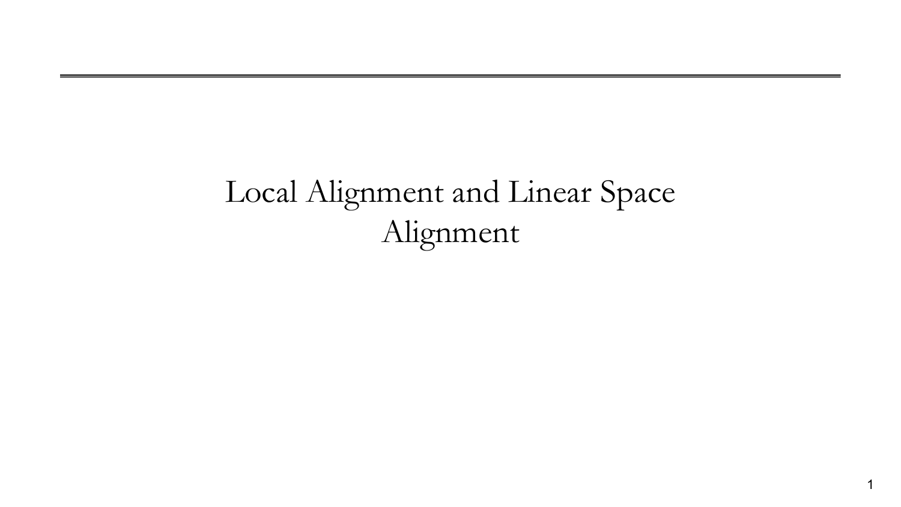# Local Alignment and Linear Space Alignment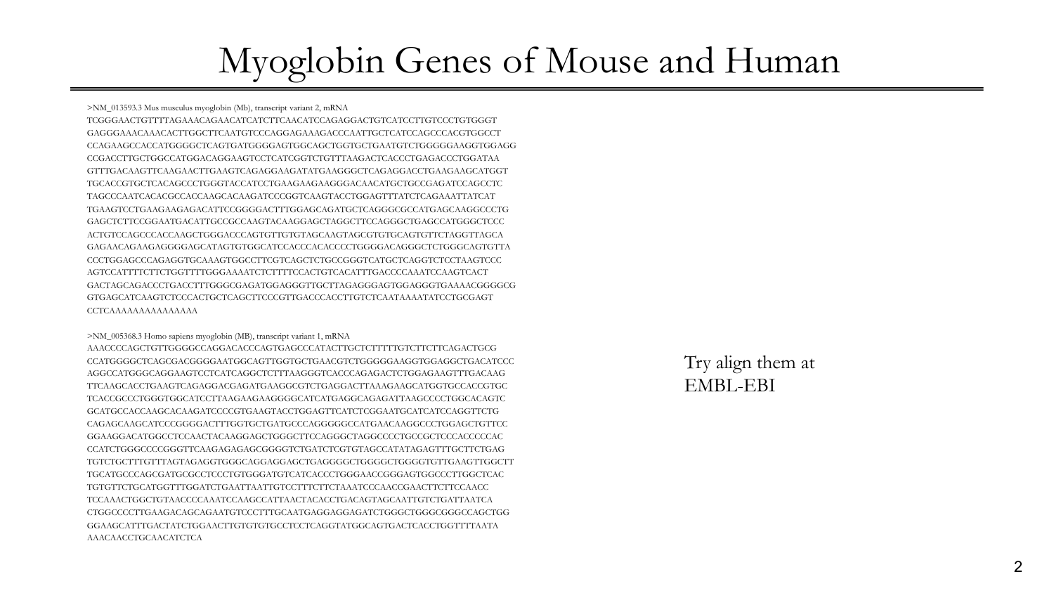# Myoglobin Genes of Mouse and Human

```
>NM_013593.3 Mus musculus myoglobin (Mb), transcript variant 2, mRNA
TCGGGAACTGTTTTAGAAACAGAACATCATCTTCAACATCCAGAGGACTGTCATCCTTGTCCCTGTGGGT
GAGGGAAACAAACACTTGGCTTCAATGTCCCAGGAGAAAGACCCAATTGCTCATCCAGCCCACGTGGCCT
CCAGAAGCCACCATGGGGCTCAGTGATGGGGAGTGGCAGCTGGTGCTGAATGTCTGGGGGAAGGTGGAGG
CCGACCTTGCTGGCCATGGACAGGAAGTCCTCATCGGTCTGTTTAAGACTCACCCTGAGACCCTGGATAA
GTTTGACAAGTTCAAGAACTTGAAGTCAGAGGAAGATATGAAGGGCTCAGAGGACCTGAAGAAGCATGGT
TGCACCGTGCTCACAGCCCTGGGTACCATCCTGAAGAAGAAGGGACAACATGCTGCCGAGATCCAGCCTC
TAGCCCAATCACACGCCACCAAGCACAAGATCCCGGTCAAGTACCTGGAGTTTATCTCAGAAATTATCAT
TGAAGTCCTGAAGAAGAGACATTCCGGGGACTTTGGAGCAGATGCTCAGGGCGCCATGAGCAAGGCCCTG
GAGCTCTTCCGGAATGACATTGCCGCCAAGTACAAGGAGCTAGGCTTCCAGGGCTGAGCCATGGGCTCCC
ACTGTCCAGCCCACCAAGCTGGGACCCAGTGTTGTGTAGCAAGTAGCGTGTGCAGTGTTCTAGGTTAGCA
GAGAACAGAAGAGGGGAGCATAGTGTGGCATCCACCCACACCCCTGGGGACAGGGCTCTGGGCAGTGTTA
CCCTGGAGCCCAGAGGTGCAAAGTGGCCTTCGTCAGCTCTGCCGGGTCATGCTCAGGTCTCCTAAGTCCC
AGTCCATTTTCTTCTGGTTTTGGGAAAATCTCTTTTCCACTGTCACATTTGACCCCAAATCCAAGTCACT
GACTAGCAGACCCTGACCTTTGGGCGAGATGGAGGGTTGCTTAGAGGGAGTGGAGGGTGAAAACGGGGCG
GTGAGCATCAAGTCTCCCACTGCTCAGCTTCCCGTTGACCCACCTTGTCTCAATAAAATATCCTGCGAGT
CCTCAAAAAAAAAAAAAAA

>NM_005368.3 Homo sapiens myoglobin (MB), transcript variant 1, mRNA
AAACCCCAGCTGTTGGGGCCAGGACACCCAGTGAGCCCATACTTGCTCTTTTTGTCTTCTTCAGACTGCG
CCATGGGGCTCAGCGACGGGGAATGGCAGTTGGTGCTGAACGTCTGGGGGAAGGTGGAGGCTGACATCCC
AGGCCATGGGCAGGAAGTCCTCATCAGGCTCTTTAAGGGTCACCCAGAGACTCTGGAGAAGTTTGACAAG
TTCAAGCACCTGAAGTCAGAGGACGAGATGAAGGCGTCTGAGGACTTAAAGAAGCATGGTGCCACCGTGC
TCACCGCCCTGGGTGGCATCCTTAAGAAGAAGGGGCATCATGAGGCAGAGATTAAGCCCCTGGCACAGTC
GCATGCCACCAAGCACAAGATCCCCGTGAAGTACCTGGAGTTCATCTCGGAATGCATCATCCAGGTTCTG
CAGAGCAAGCATCCCGGGGACTTTGGTGCTGATGCCCAGGGGGCCATGAACAAGGCCCTGGAGCTGTTCC
GGAAGGACATGGCCTCCAACTACAAGGAGCTGGGCTTCCAGGGCTAGGCCCCTGCCGCTCCCACCCCCAC
CCATCTGGGCCCCGGGTTCAAGAGAGAGCGGGGTCTGATCTCGTGTAGCCATATAGAGTTTGCTTCTGAG
TGTCTGCTTTGTTTAGTAGAGGTGGGCAGGAGGAGCTGAGGGGCTGGGGCTGGGGTGTTGAAGTTGGCTT
TGCATGCCCAGCGATGCGCCTCCCTGTGGGATGTCATCACCCTGGGAACCGGGAGTGGCCCTTGGCTCAC
TGTGTTCTGCATGGTTTGGATCTGAATTAATTGTCCTTTCTTCTAAATCCCAACCGAACTTCTTCCAACC
TCCAAACTGGCTGTAACCCCAAATCCAAGCCATTAACTACACCTGACAGTAGCAATTGTCTGATTAATCA
CTGGCCCCTTGAAGACAGCAGAATGTCCCTTTGCAATGAGGAGGAGATCTGGGCTGGGCGGGCCAGCTGG
GGAAGCATTTGACTATCTGGAACTTGTGTGTGCCTCCTCAGGTATGGCAGTGACTCACCTGGTTTTAATA
AAACAACCTGCAACATCTCA
```

Try align them at EMBL-EBI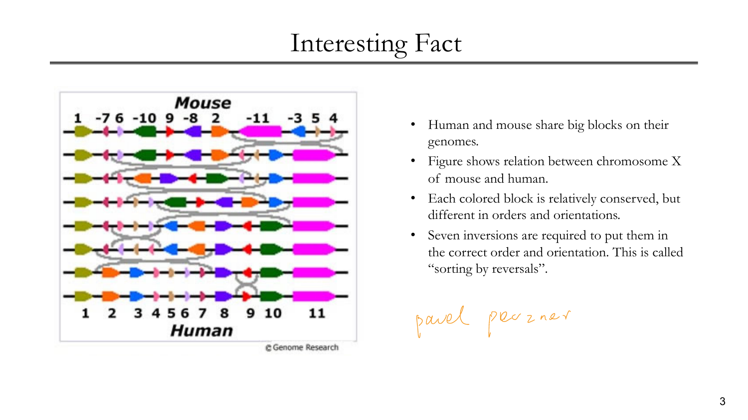# Interesting Fact

- Human and mouse share big blocks on their genomes.
- Figure shows relation between chromosome X of mouse and human.
- Each colored block is relatively conserved, but different in orders and orientations.
- Seven inversions are required to put them in the correct order and orientation. This is called "sorting by reversals".

pavel pevzner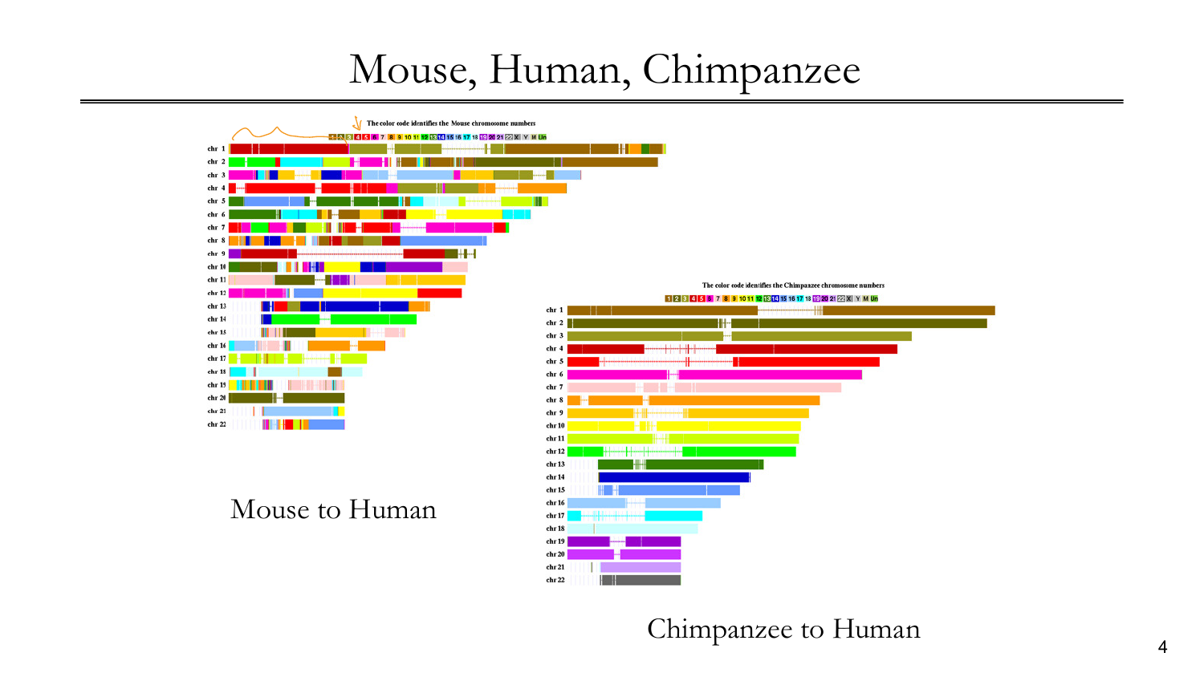# Mouse, Human, Chimpanzee

The color code identifies the Mouse chromosome numbers

1 2 3 4 5 6 7 8 9 10 11 12 13 14 15 16 17 18 19 20 21 22 X Y M Un

chr 1
chr 2
chr 3
chr 4
chr 5
chr 6
chr 7
chr 8
chr 9
chr 10
chr 11
chr 12
chr 13
chr 14
chr 15
chr 16
chr 17
chr 18
chr 19
chr 20
chr 21
chr 22

Mouse to Human

The color code identifies the Chimpanzee chromosome numbers

1 2 3 4 5 6 7 8 9 10 11 12 13 14 15 16 17 18 19 20 21 22 X Y M Un

chr 1
chr 2
chr 3
chr 4
chr 5
chr 6
chr 7
chr 8
chr 9
chr 10
chr 11
chr 12
chr 13
chr 14
chr 15
chr 16
chr 17
chr 18
chr 19
chr 20
chr 21
chr 22

Chimpanzee to Human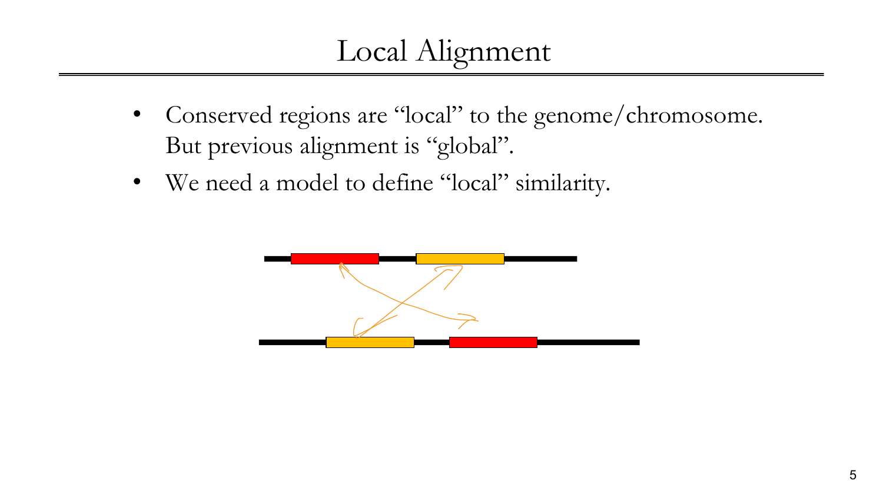# Local Alignment

- Conserved regions are “local” to the genome/chromosome. But previous alignment is “global”.
- We need a model to define “local” similarity.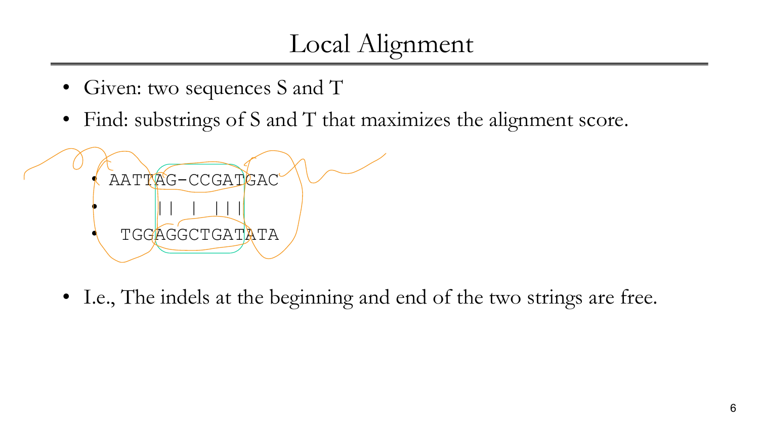# Local Alignment

- Given: two sequences S and T
- Find: substrings of S and T that maximizes the alignment score.

```
AATTAG-CCGATGAC
    || | |||
  TGGAGGCTGATATA
```

- I.e., The indels at the beginning and end of the two strings are free.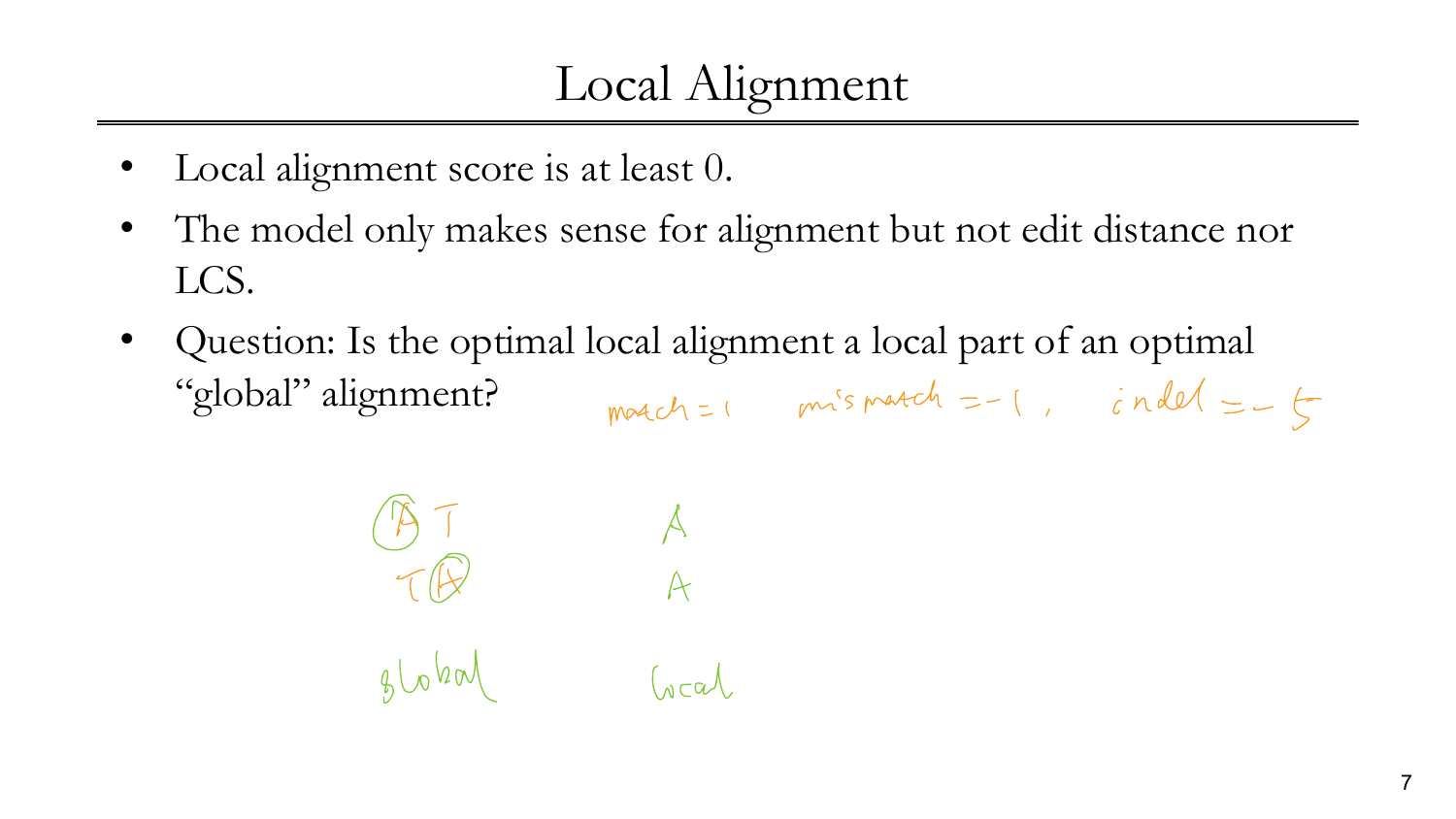# Local Alignment

- Local alignment score is at least 0.
- The model only makes sense for alignment but not edit distance nor LCS.
- Question: Is the optimal local alignment a local part of an optimal "global" alignment?

match = 1 mismatch = -1, indel = -5

```
A T      A
T A      A

global   local
```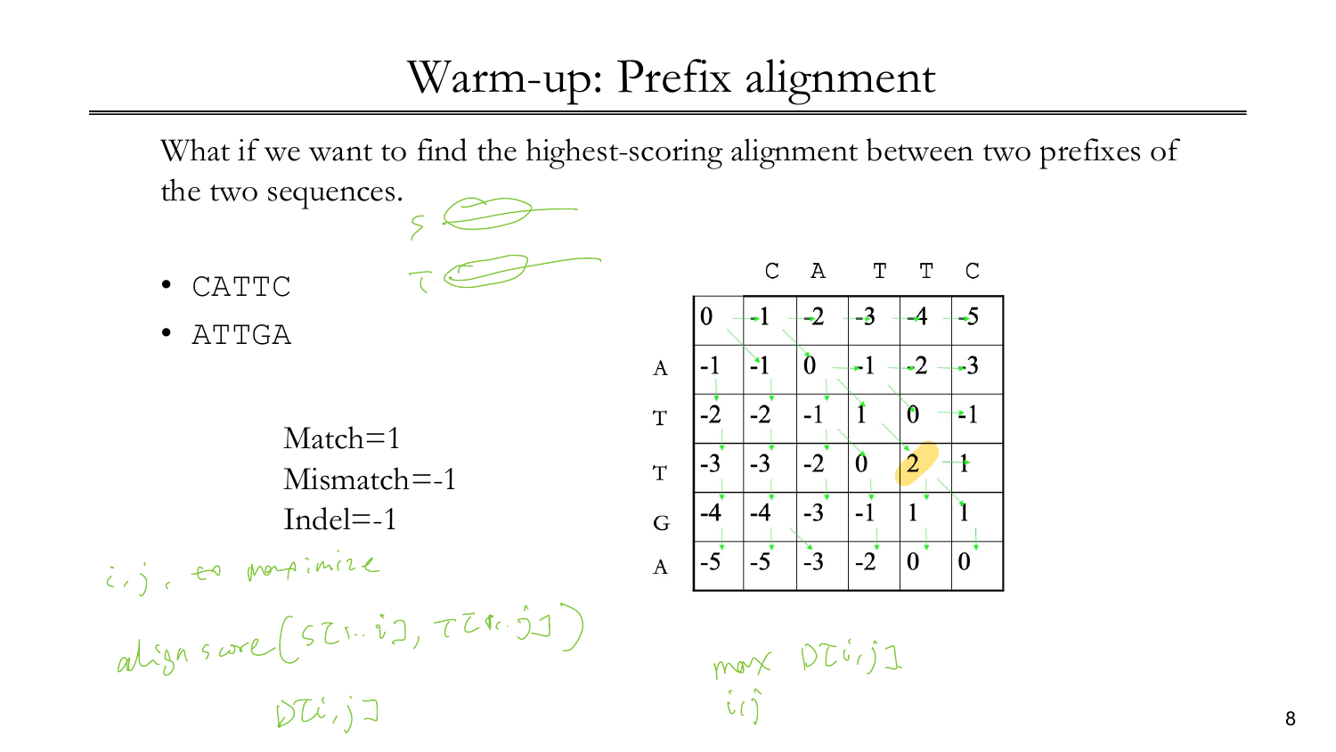# Warm-up: Prefix alignment

What if we want to find the highest-scoring alignment between two prefixes of the two sequences.

- CATTC
- ATTGA

Match=1
Mismatch=-1
Indel=-1

|   |    | C  | A  | T  | T  | C  |
|---|----|----|----|----|----|----|
|   | 0  | -1 | -2 | -3 | -4 | -5 |
| A | -1 | -1 | 0  | -1 | -2 | -3 |
| T | -2 | -2 | -1 | 1  | 0  | -1 |
| T | -3 | -3 | -2 | 0  | 2  | 1  |
| G | -4 | -4 | -3 | -1 | 1  | 1  |
| A | -5 | -5 | -3 | -2 | 0  | 0  |

S, T

$i, j$, to maximize

align score$(S[1..i], T[1..j])$

$D[i,j]$

$\max_{i,j} D[i,j]$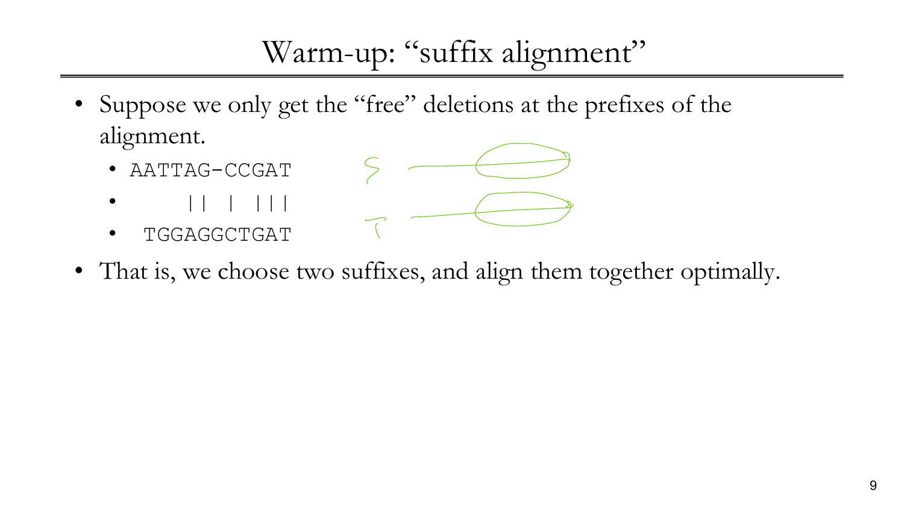# Warm-up: "suffix alignment"

- Suppose we only get the "free" deletions at the prefixes of the alignment.
  - ```
    AATTAG-CCGAT
        || | |||
     TGGAGGCTGAT
    ```
- That is, we choose two suffixes, and align them together optimally.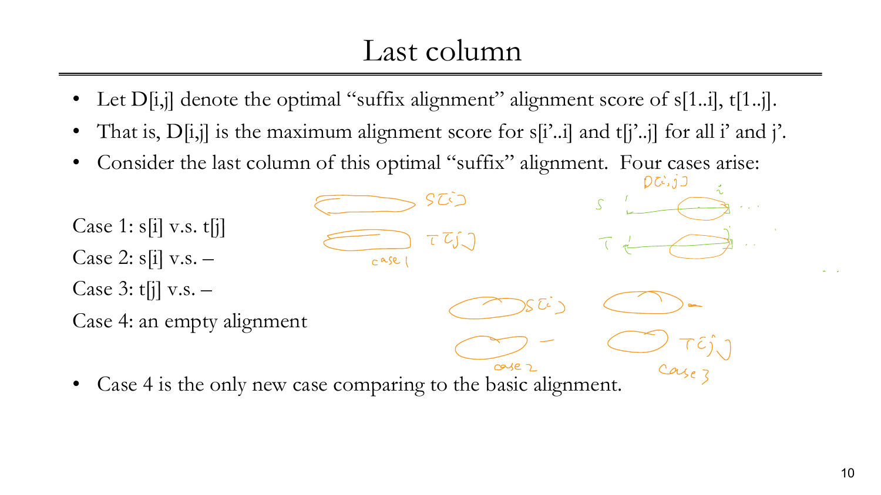# Last column

- Let D[i,j] denote the optimal "suffix alignment" alignment score of s[1..i], t[1..j].
- That is, D[i,j] is the maximum alignment score for s[i'..i] and t[j'..j] for all i' and j'.
- Consider the last column of this optimal "suffix" alignment. Four cases arise:

Case 1: s[i] v.s. t[j]

Case 2: s[i] v.s. –

Case 3: t[j] v.s. –

Case 4: an empty alignment

- Case 4 is the only new case comparing to the basic alignment.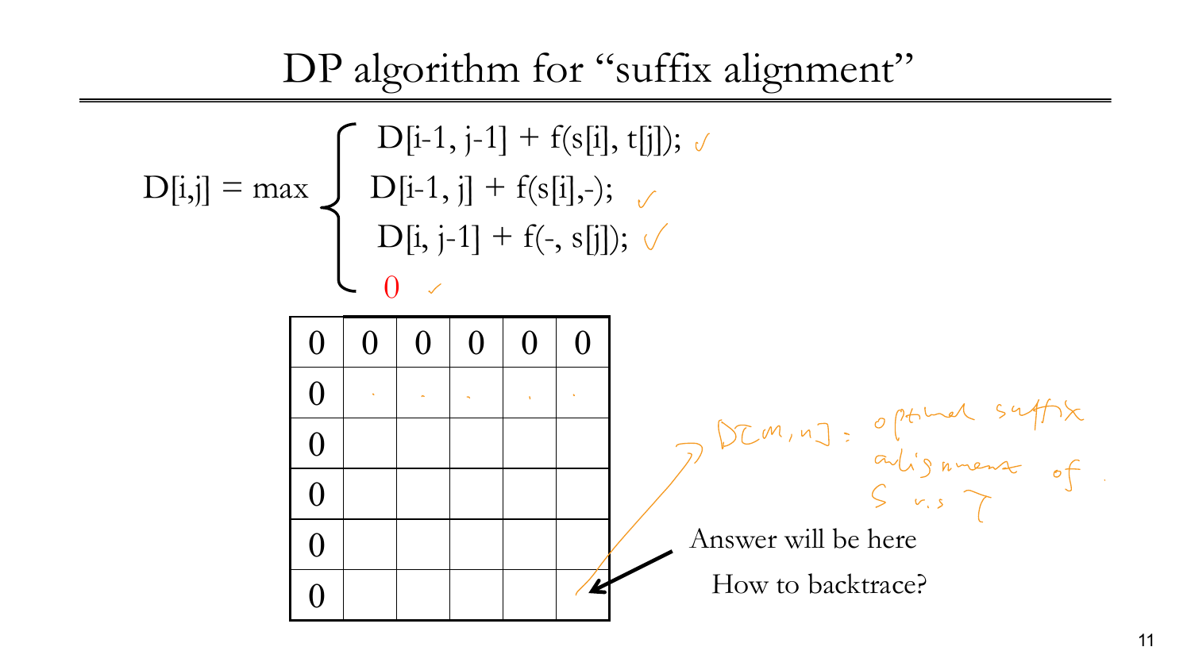# DP algorithm for "suffix alignment"

$$
D[i,j] = \max \begin{cases} D[i-1, j-1] + f(s[i], t[j]); \\ D[i-1, j] + f(s[i],-); \\ D[i, j-1] + f(-, s[j]); \\ 0 \end{cases}
$$

| | | | | | |
|---|---|---|---|---|---|
| 0 | 0 | 0 | 0 | 0 | 0 |
| 0 | . | . | . | . | . |
| 0 | | | | | |
| 0 | | | | | |
| 0 | | | | | |
| 0 | | | | | |

$D[m,n]$ = optimal suffix alignment of S v.s T

Answer will be here

How to backtrace?